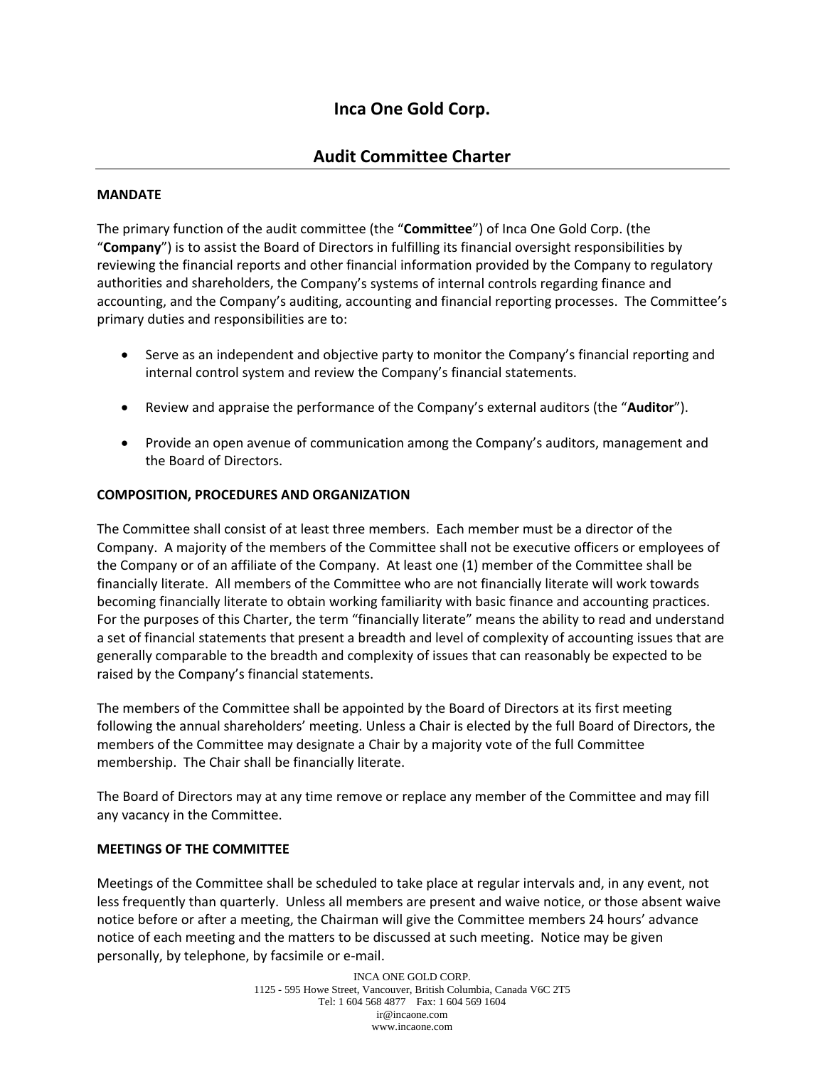# Inca One Gold Corp.

## Audit Committee Charter

### MANDATE

The primary function of the audit committee (the "**Committee**") of Inca One Gold Corp. (the "**Company**") is to assist the Board of Directors in fulfilling its financial oversight responsibilities by reviewing the financial reports and other financial information provided by the Company to regulatory authorities and shareholders, the Company's systems of internal controls regarding finance and accounting, and the Company's auditing, accounting and financial reporting processes. The Committee's primary duties and responsibilities are to:

- Serve as an independent and objective party to monitor the Company's financial reporting and internal control system and review the Company's financial statements.
- Review and appraise the performance of the Company's external auditors (the "**Auditor**").
- Provide an open avenue of communication among the Company's auditors, management and the Board of Directors.

### COMPOSITION, PROCEDURES AND ORGANIZATION

The Committee shall consist of at least three members. Each member must be a director of the Company. A majority of the members of the Committee shall not be executive officers or employees of the Company or of an affiliate of the Company. At least one (1) member of the Committee shall be financially literate. All members of the Committee who are not financially literate will work towards becoming financially literate to obtain working familiarity with basic finance and accounting practices. For the purposes of this Charter, the term "financially literate" means the ability to read and understand a set of financial statements that present a breadth and level of complexity of accounting issues that are generally comparable to the breadth and complexity of issues that can reasonably be expected to be raised by the Company's financial statements.

The members of the Committee shall be appointed by the Board of Directors at its first meeting following the annual shareholders' meeting. Unless a Chair is elected by the full Board of Directors, the members of the Committee may designate a Chair by a majority vote of the full Committee membership. The Chair shall be financially literate.

The Board of Directors may at any time remove or replace any member of the Committee and may fill any vacancy in the Committee.

### MEETINGS OF THE COMMITTEE

Meetings of the Committee shall be scheduled to take place at regular intervals and, in any event, not less frequently than quarterly. Unless all members are present and waive notice, or those absent waive notice before or after a meeting, the Chairman will give the Committee members 24 hours' advance notice of each meeting and the matters to be discussed at such meeting. Notice may be given personally, by telephone, by facsimile or e-mail.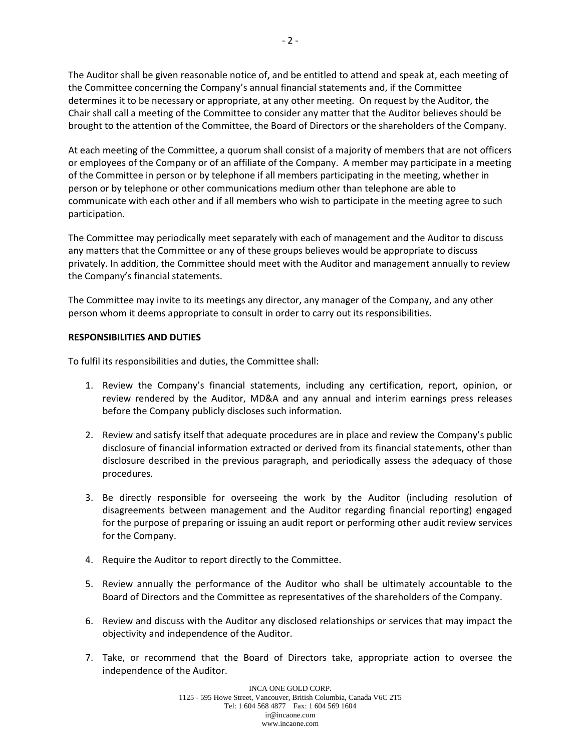The Auditor shall be given reasonable notice of, and be entitled to attend and speak at, each meeting of the Committee concerning the Company's annual financial statements and, if the Committee determines it to be necessary or appropriate, at any other meeting. On request by the Auditor, the Chair shall call a meeting of the Committee to consider any matter that the Auditor believes should be brought to the attention of the Committee, the Board of Directors or the shareholders of the Company.

At each meeting of the Committee, a quorum shall consist of a majority of members that are not officers or employees of the Company or of an affiliate of the Company. A member may participate in a meeting of the Committee in person or by telephone if all members participating in the meeting, whether in person or by telephone or other communications medium other than telephone are able to communicate with each other and if all members who wish to participate in the meeting agree to such participation.

The Committee may periodically meet separately with each of management and the Auditor to discuss any matters that the Committee or any of these groups believes would be appropriate to discuss privately. In addition, the Committee should meet with the Auditor and management annually to review the Company's financial statements.

The Committee may invite to its meetings any director, any manager of the Company, and any other person whom it deems appropriate to consult in order to carry out its responsibilities.

**RESPONSIBILITIES AND DUTIES**

To fulfil its responsibilities and duties, the Committee shall:

1. Review the Company's financial statements, including any certification, report, opinion, or review rendered by the Auditor, MD&A and any annual and interim earnings press releases before the Company publicly discloses such information.

2. Review and satisfy itself that adequate procedures are in place and review the Company's public disclosure of financial information extracted or derived from its financial statements, other than disclosure described in the previous paragraph, and periodically assess the adequacy of those procedures.

3. Be directly responsible for overseeing the work by the Auditor (including resolution of disagreements between management and the Auditor regarding financial reporting) engaged for the purpose of preparing or issuing an audit report or performing other audit review services for the Company.

4. Require the Auditor to report directly to the Committee.

5. Review annually the performance of the Auditor who shall be ultimately accountable to the Board of Directors and the Committee as representatives of the shareholders of the Company.

6. Review and discuss with the Auditor any disclosed relationships or services that may impact the objectivity and independence of the Auditor.

7. Take, or recommend that the Board of Directors take, appropriate action to oversee the independence of the Auditor.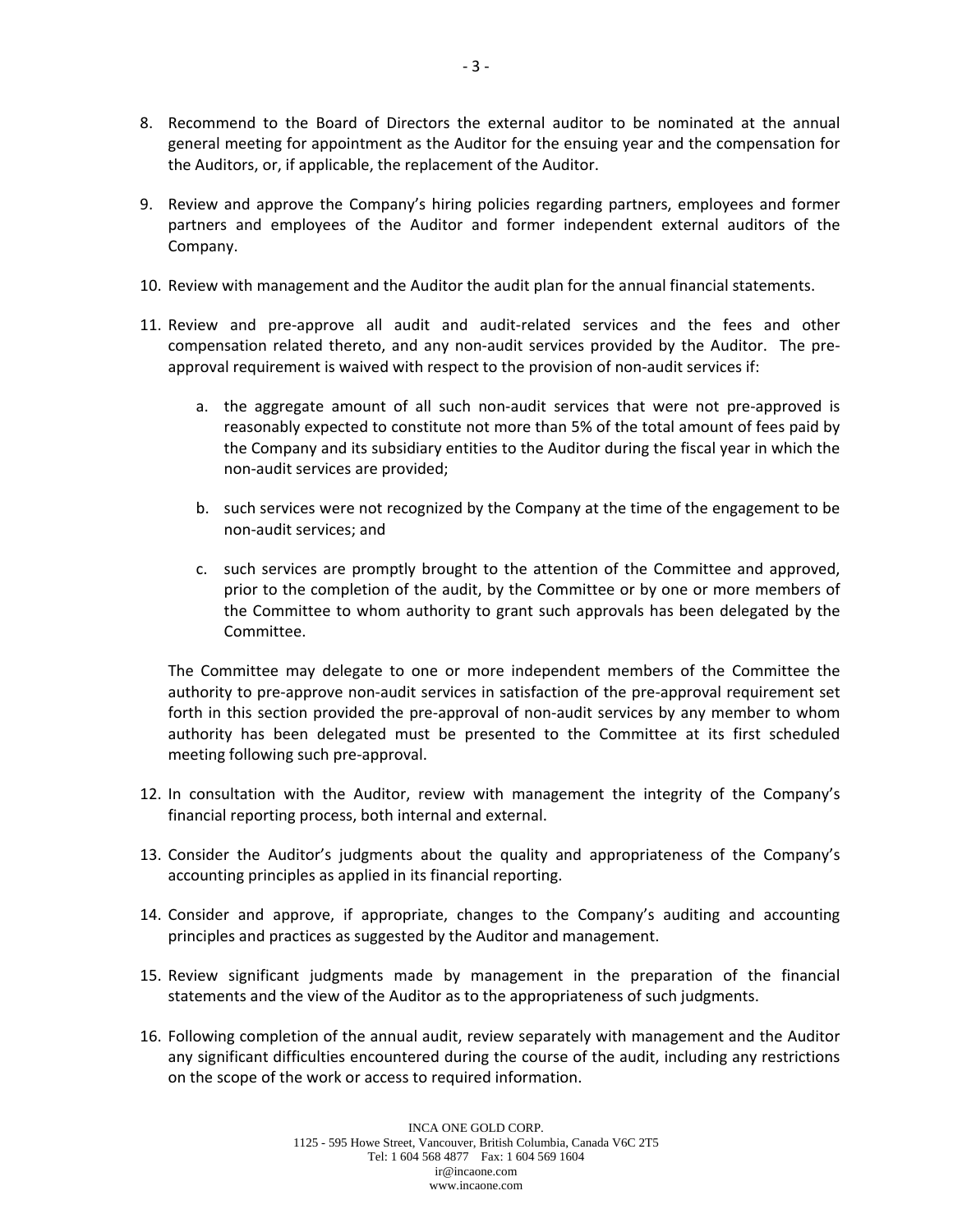8. Recommend to the Board of Directors the external auditor to be nominated at the annual general meeting for appointment as the Auditor for the ensuing year and the compensation for the Auditors, or, if applicable, the replacement of the Auditor.

9. Review and approve the Company's hiring policies regarding partners, employees and former partners and employees of the Auditor and former independent external auditors of the Company.

10. Review with management and the Auditor the audit plan for the annual financial statements.

11. Review and pre-approve all audit and audit-related services and the fees and other compensation related thereto, and any non-audit services provided by the Auditor. The pre-approval requirement is waived with respect to the provision of non-audit services if:

    a. the aggregate amount of all such non-audit services that were not pre-approved is reasonably expected to constitute not more than 5% of the total amount of fees paid by the Company and its subsidiary entities to the Auditor during the fiscal year in which the non-audit services are provided;

    b. such services were not recognized by the Company at the time of the engagement to be non-audit services; and

    c. such services are promptly brought to the attention of the Committee and approved, prior to the completion of the audit, by the Committee or by one or more members of the Committee to whom authority to grant such approvals has been delegated by the Committee.

    The Committee may delegate to one or more independent members of the Committee the authority to pre-approve non-audit services in satisfaction of the pre-approval requirement set forth in this section provided the pre-approval of non-audit services by any member to whom authority has been delegated must be presented to the Committee at its first scheduled meeting following such pre-approval.

12. In consultation with the Auditor, review with management the integrity of the Company's financial reporting process, both internal and external.

13. Consider the Auditor's judgments about the quality and appropriateness of the Company's accounting principles as applied in its financial reporting.

14. Consider and approve, if appropriate, changes to the Company's auditing and accounting principles and practices as suggested by the Auditor and management.

15. Review significant judgments made by management in the preparation of the financial statements and the view of the Auditor as to the appropriateness of such judgments.

16. Following completion of the annual audit, review separately with management and the Auditor any significant difficulties encountered during the course of the audit, including any restrictions on the scope of the work or access to required information.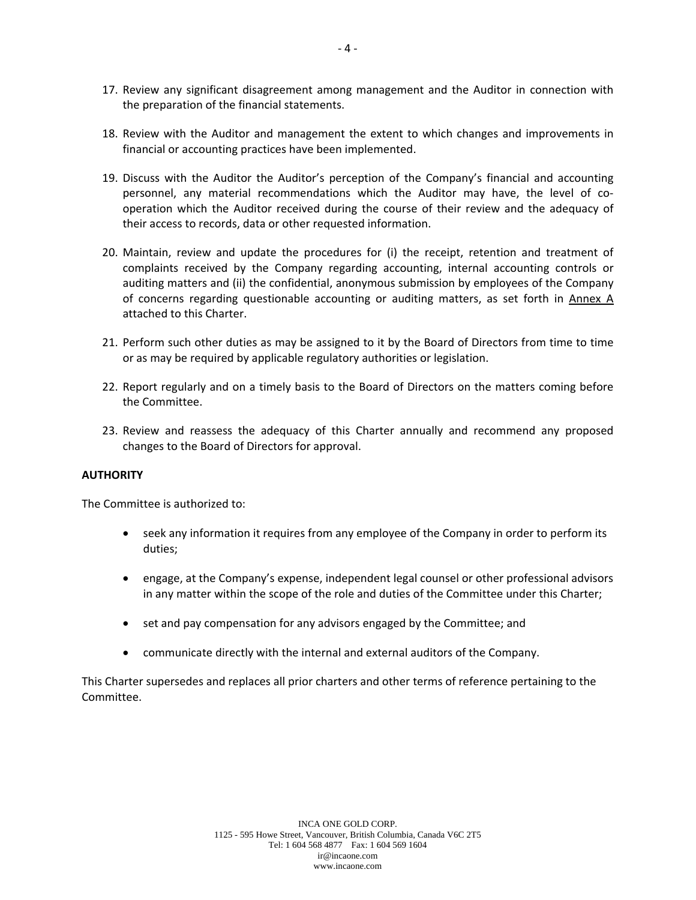17. Review any significant disagreement among management and the Auditor in connection with the preparation of the financial statements.

18. Review with the Auditor and management the extent to which changes and improvements in financial or accounting practices have been implemented.

19. Discuss with the Auditor the Auditor's perception of the Company's financial and accounting personnel, any material recommendations which the Auditor may have, the level of co-operation which the Auditor received during the course of their review and the adequacy of their access to records, data or other requested information.

20. Maintain, review and update the procedures for (i) the receipt, retention and treatment of complaints received by the Company regarding accounting, internal accounting controls or auditing matters and (ii) the confidential, anonymous submission by employees of the Company of concerns regarding questionable accounting or auditing matters, as set forth in Annex A attached to this Charter.

21. Perform such other duties as may be assigned to it by the Board of Directors from time to time or as may be required by applicable regulatory authorities or legislation.

22. Report regularly and on a timely basis to the Board of Directors on the matters coming before the Committee.

23. Review and reassess the adequacy of this Charter annually and recommend any proposed changes to the Board of Directors for approval.

**AUTHORITY**

The Committee is authorized to:

- seek any information it requires from any employee of the Company in order to perform its duties;
- engage, at the Company's expense, independent legal counsel or other professional advisors in any matter within the scope of the role and duties of the Committee under this Charter;
- set and pay compensation for any advisors engaged by the Committee; and
- communicate directly with the internal and external auditors of the Company.

This Charter supersedes and replaces all prior charters and other terms of reference pertaining to the Committee.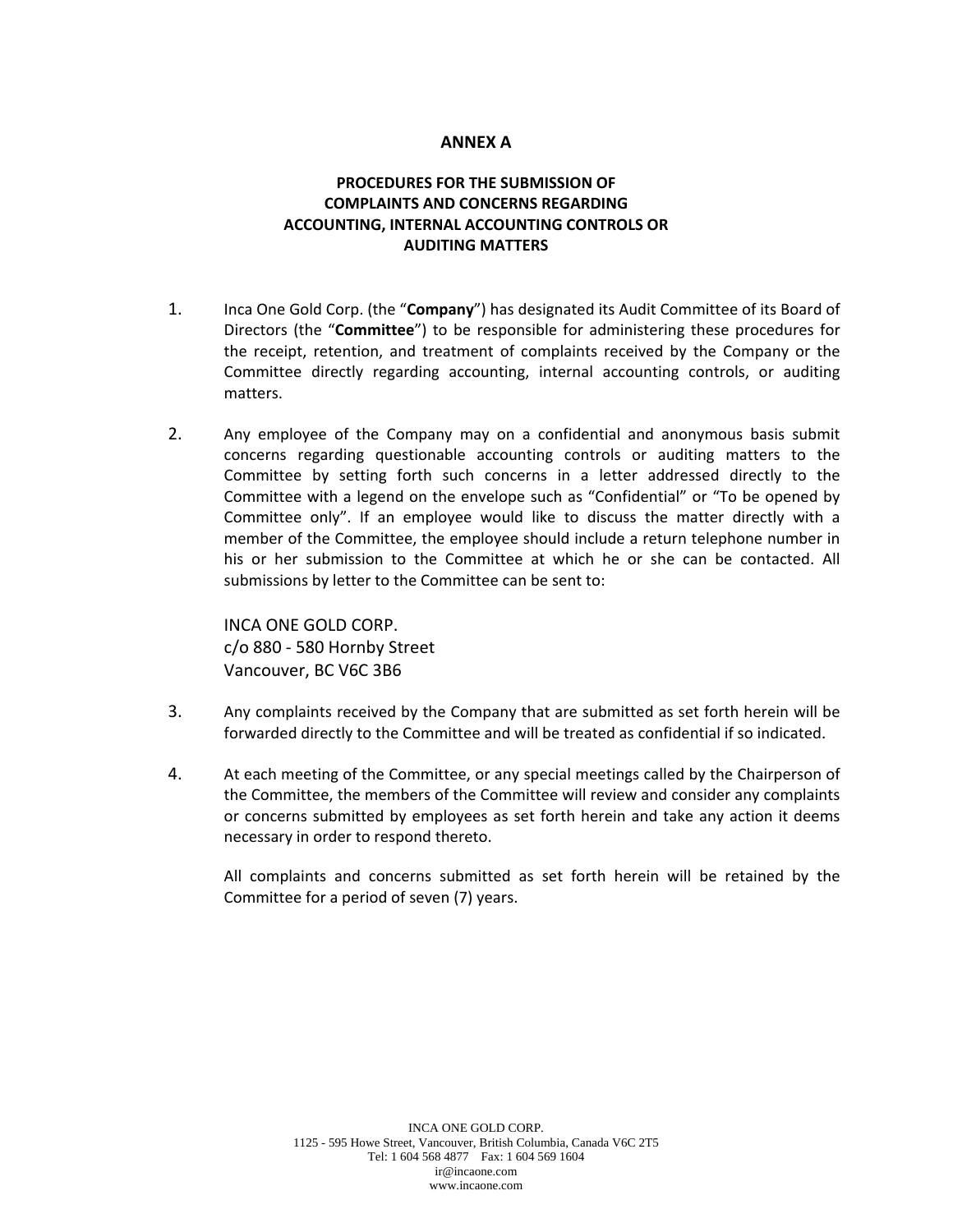# ANNEX A

## PROCEDURES FOR THE SUBMISSION OF COMPLAINTS AND CONCERNS REGARDING ACCOUNTING, INTERNAL ACCOUNTING CONTROLS OR AUDITING MATTERS

1. Inca One Gold Corp. (the "**Company**") has designated its Audit Committee of its Board of Directors (the "**Committee**") to be responsible for administering these procedures for the receipt, retention, and treatment of complaints received by the Company or the Committee directly regarding accounting, internal accounting controls, or auditing matters.

2. Any employee of the Company may on a confidential and anonymous basis submit concerns regarding questionable accounting controls or auditing matters to the Committee by setting forth such concerns in a letter addressed directly to the Committee with a legend on the envelope such as "Confidential" or "To be opened by Committee only". If an employee would like to discuss the matter directly with a member of the Committee, the employee should include a return telephone number in his or her submission to the Committee at which he or she can be contacted. All submissions by letter to the Committee can be sent to:

   INCA ONE GOLD CORP.
   c/o 880 - 580 Hornby Street
   Vancouver, BC V6C 3B6

3. Any complaints received by the Company that are submitted as set forth herein will be forwarded directly to the Committee and will be treated as confidential if so indicated.

4. At each meeting of the Committee, or any special meetings called by the Chairperson of the Committee, the members of the Committee will review and consider any complaints or concerns submitted by employees as set forth herein and take any action it deems necessary in order to respond thereto.

   All complaints and concerns submitted as set forth herein will be retained by the Committee for a period of seven (7) years.